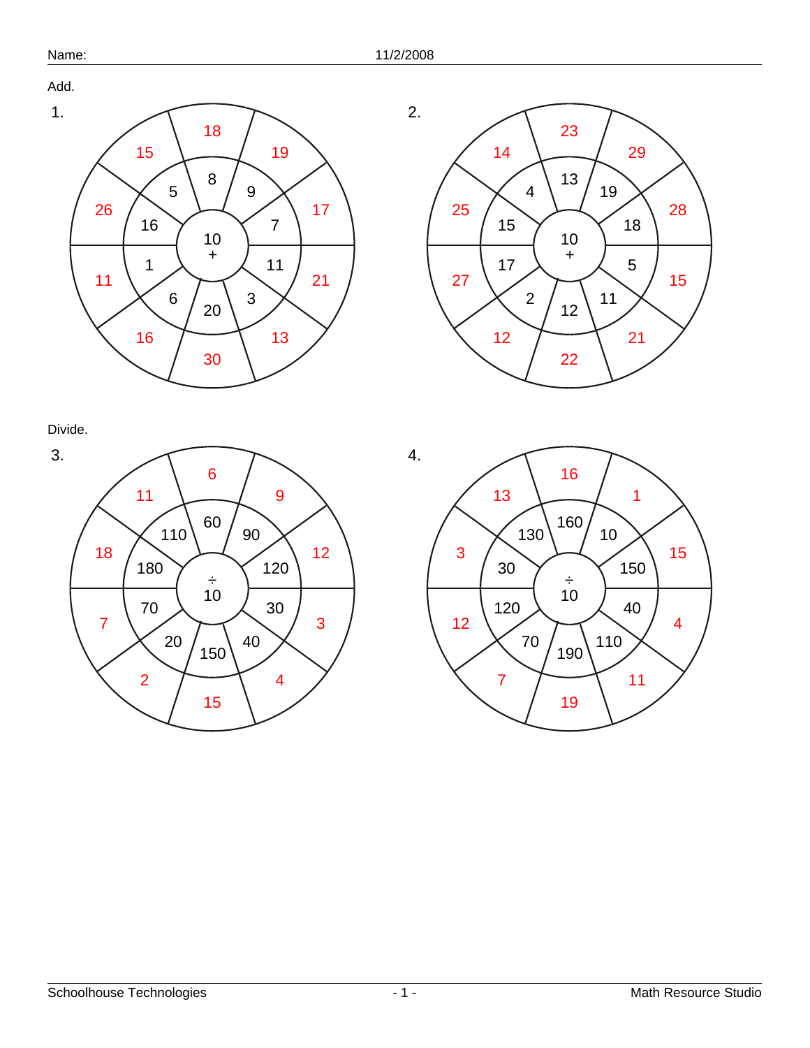Add.

1.

Center: 10 +

| Number | 8 | 9 | 7 | 11 | 3 | 20 | 6 | 1 | 16 | 5 |
|---|---|---|---|---|---|---|---|---|---|---|
| Answer | 18 | 19 | 17 | 21 | 13 | 30 | 16 | 11 | 26 | 15 |

2.

Center: 10 +

| Number | 13 | 19 | 18 | 5 | 11 | 12 | 2 | 17 | 15 | 4 |
|---|---|---|---|---|---|---|---|---|---|---|
| Answer | 23 | 29 | 28 | 15 | 21 | 22 | 12 | 27 | 25 | 14 |

Divide.

3.

Center: ÷ 10

| Number | 60 | 90 | 120 | 30 | 40 | 150 | 20 | 70 | 180 | 110 |
|---|---|---|---|---|---|---|---|---|---|---|
| Answer | 6 | 9 | 12 | 3 | 4 | 15 | 2 | 7 | 18 | 11 |

4.

Center: ÷ 10

| Number | 160 | 10 | 150 | 40 | 110 | 190 | 70 | 120 | 30 | 130 |
|---|---|---|---|---|---|---|---|---|---|---|
| Answer | 16 | 1 | 15 | 4 | 11 | 19 | 7 | 12 | 3 | 13 |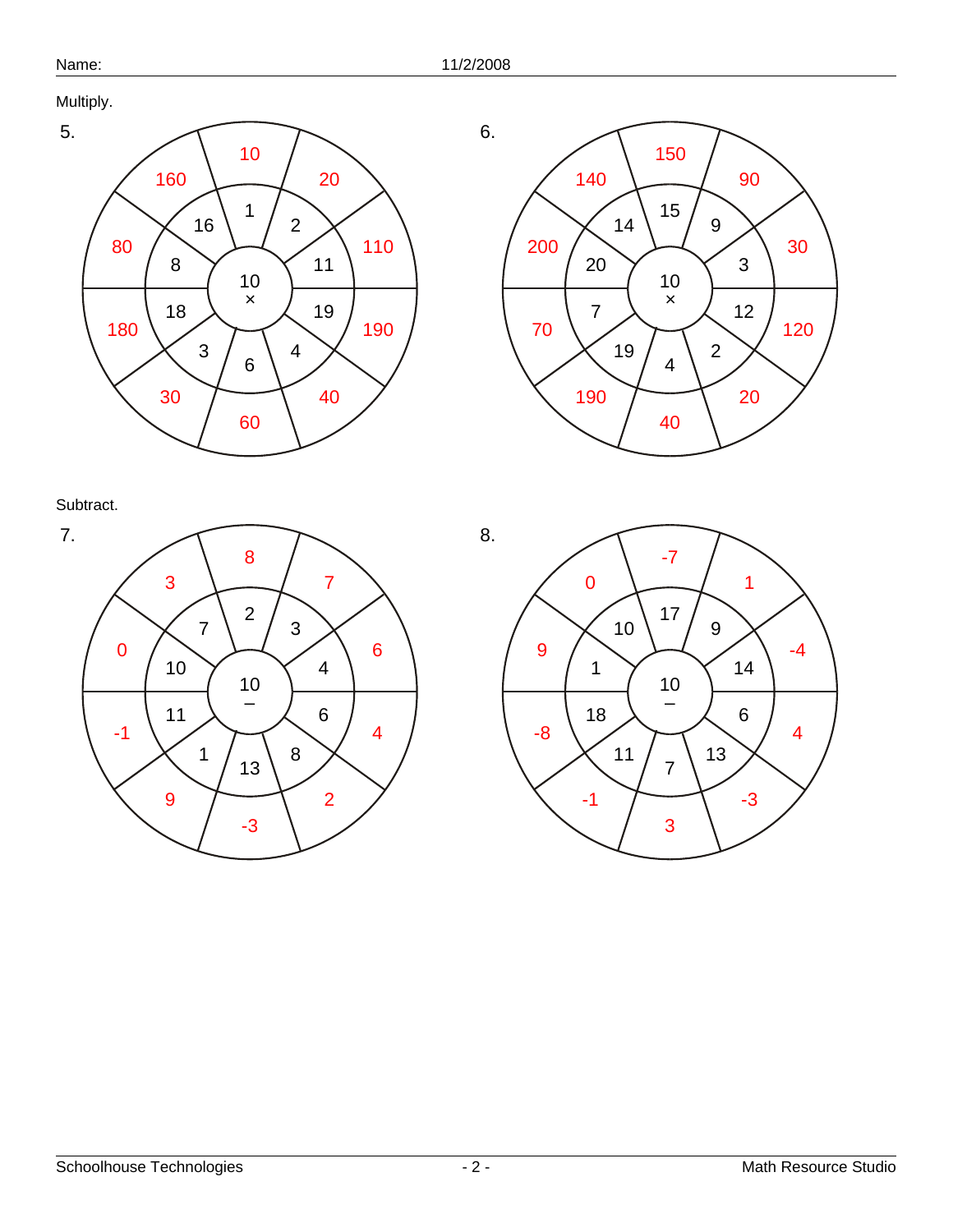Name: 11/2/2008

Multiply.

**5.** Center: 10 ×

| Inner number | 1 | 2 | 11 | 19 | 4 | 6 | 3 | 18 | 8 | 16 |
|---|---|---|---|---|---|---|---|---|---|---|
| Answer | 10 | 20 | 110 | 190 | 40 | 60 | 30 | 180 | 80 | 160 |

**6.** Center: 10 ×

| Inner number | 15 | 9 | 3 | 12 | 2 | 4 | 19 | 7 | 20 | 14 |
|---|---|---|---|---|---|---|---|---|---|---|
| Answer | 150 | 90 | 30 | 120 | 20 | 40 | 190 | 70 | 200 | 140 |

Subtract.

**7.** Center: 10 −

| Inner number | 2 | 3 | 4 | 6 | 8 | 13 | 1 | 11 | 10 | 7 |
|---|---|---|---|---|---|---|---|---|---|---|
| Answer | 8 | 7 | 6 | 4 | 2 | -3 | 9 | -1 | 0 | 3 |

**8.** Center: 10 −

| Inner number | 17 | 9 | 14 | 6 | 13 | 7 | 11 | 18 | 1 | 10 |
|---|---|---|---|---|---|---|---|---|---|---|
| Answer | -7 | 1 | -4 | 4 | -3 | 3 | -1 | -8 | 9 | 0 |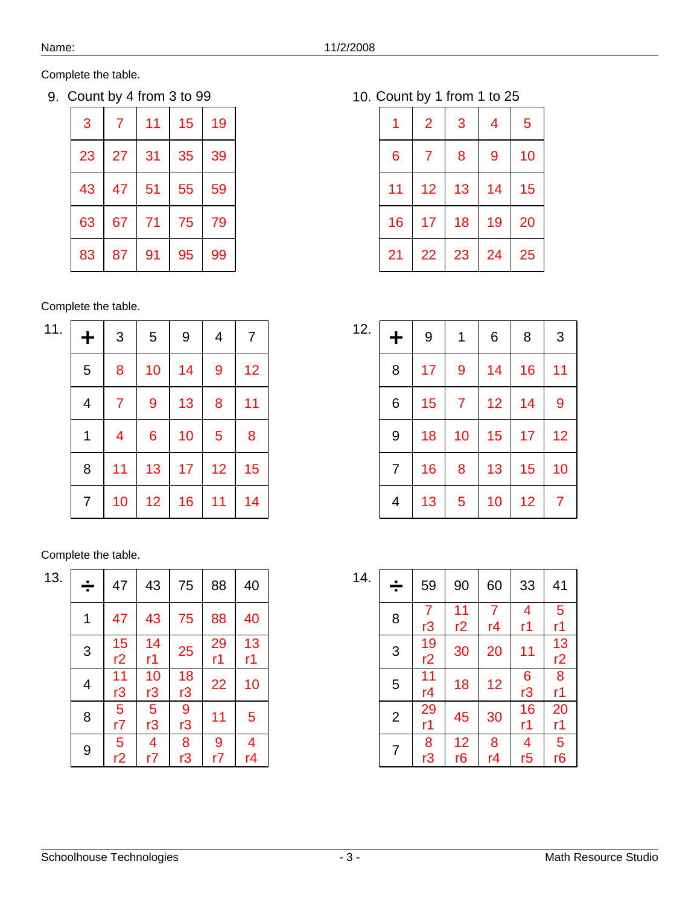Name: 11/2/2008

Complete the table.

9. Count by 4 from 3 to 99

| | | | | |
|---|---|---|---|---|
| 3 | 7 | 11 | 15 | 19 |
| 23 | 27 | 31 | 35 | 39 |
| 43 | 47 | 51 | 55 | 59 |
| 63 | 67 | 71 | 75 | 79 |
| 83 | 87 | 91 | 95 | 99 |

10. Count by 1 from 1 to 25

| | | | | |
|---|---|---|---|---|
| 1 | 2 | 3 | 4 | 5 |
| 6 | 7 | 8 | 9 | 10 |
| 11 | 12 | 13 | 14 | 15 |
| 16 | 17 | 18 | 19 | 20 |
| 21 | 22 | 23 | 24 | 25 |

Complete the table.

11.

| + | 3 | 5 | 9 | 4 | 7 |
|---|---|---|---|---|---|
| 5 | 8 | 10 | 14 | 9 | 12 |
| 4 | 7 | 9 | 13 | 8 | 11 |
| 1 | 4 | 6 | 10 | 5 | 8 |
| 8 | 11 | 13 | 17 | 12 | 15 |
| 7 | 10 | 12 | 16 | 11 | 14 |

12.

| + | 9 | 1 | 6 | 8 | 3 |
|---|---|---|---|---|---|
| 8 | 17 | 9 | 14 | 16 | 11 |
| 6 | 15 | 7 | 12 | 14 | 9 |
| 9 | 18 | 10 | 15 | 17 | 12 |
| 7 | 16 | 8 | 13 | 15 | 10 |
| 4 | 13 | 5 | 10 | 12 | 7 |

Complete the table.

13.

| ÷ | 47 | 43 | 75 | 88 | 40 |
|---|---|---|---|---|---|
| 1 | 47 | 43 | 75 | 88 | 40 |
| 3 | 15 r2 | 14 r1 | 25 | 29 r1 | 13 r1 |
| 4 | 11 r3 | 10 r3 | 18 r3 | 22 | 10 |
| 8 | 5 r7 | 5 r3 | 9 r3 | 11 | 5 |
| 9 | 5 r2 | 4 r7 | 8 r3 | 9 r7 | 4 r4 |

14.

| ÷ | 59 | 90 | 60 | 33 | 41 |
|---|---|---|---|---|---|
| 8 | 7 r3 | 11 r2 | 7 r4 | 4 r1 | 5 r1 |
| 3 | 19 r2 | 30 | 20 | 11 | 13 r2 |
| 5 | 11 r4 | 18 | 12 | 6 r3 | 8 r1 |
| 2 | 29 r1 | 45 | 30 | 16 r1 | 20 r1 |
| 7 | 8 r3 | 12 r6 | 8 r4 | 4 r5 | 5 r6 |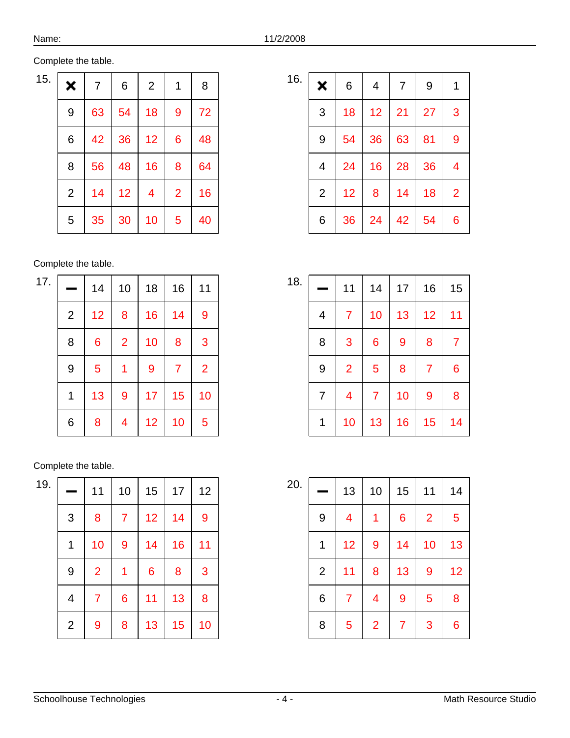Name: 11/2/2008

Complete the table.

15.

| × | 7 | 6 | 2 | 1 | 8 |
|---|---|---|---|---|---|
| 9 | 63 | 54 | 18 | 9 | 72 |
| 6 | 42 | 36 | 12 | 6 | 48 |
| 8 | 56 | 48 | 16 | 8 | 64 |
| 2 | 14 | 12 | 4 | 2 | 16 |
| 5 | 35 | 30 | 10 | 5 | 40 |

16.

| × | 6 | 4 | 7 | 9 | 1 |
|---|---|---|---|---|---|
| 3 | 18 | 12 | 21 | 27 | 3 |
| 9 | 54 | 36 | 63 | 81 | 9 |
| 4 | 24 | 16 | 28 | 36 | 4 |
| 2 | 12 | 8 | 14 | 18 | 2 |
| 6 | 36 | 24 | 42 | 54 | 6 |

Complete the table.

17.

| − | 14 | 10 | 18 | 16 | 11 |
|---|---|---|---|---|---|
| 2 | 12 | 8 | 16 | 14 | 9 |
| 8 | 6 | 2 | 10 | 8 | 3 |
| 9 | 5 | 1 | 9 | 7 | 2 |
| 1 | 13 | 9 | 17 | 15 | 10 |
| 6 | 8 | 4 | 12 | 10 | 5 |

18.

| − | 11 | 14 | 17 | 16 | 15 |
|---|---|---|---|---|---|
| 4 | 7 | 10 | 13 | 12 | 11 |
| 8 | 3 | 6 | 9 | 8 | 7 |
| 9 | 2 | 5 | 8 | 7 | 6 |
| 7 | 4 | 7 | 10 | 9 | 8 |
| 1 | 10 | 13 | 16 | 15 | 14 |

Complete the table.

19.

| − | 11 | 10 | 15 | 17 | 12 |
|---|---|---|---|---|---|
| 3 | 8 | 7 | 12 | 14 | 9 |
| 1 | 10 | 9 | 14 | 16 | 11 |
| 9 | 2 | 1 | 6 | 8 | 3 |
| 4 | 7 | 6 | 11 | 13 | 8 |
| 2 | 9 | 8 | 13 | 15 | 10 |

20.

| − | 13 | 10 | 15 | 11 | 14 |
|---|---|---|---|---|---|
| 9 | 4 | 1 | 6 | 2 | 5 |
| 1 | 12 | 9 | 14 | 10 | 13 |
| 2 | 11 | 8 | 13 | 9 | 12 |
| 6 | 7 | 4 | 9 | 5 | 8 |
| 8 | 5 | 2 | 7 | 3 | 6 |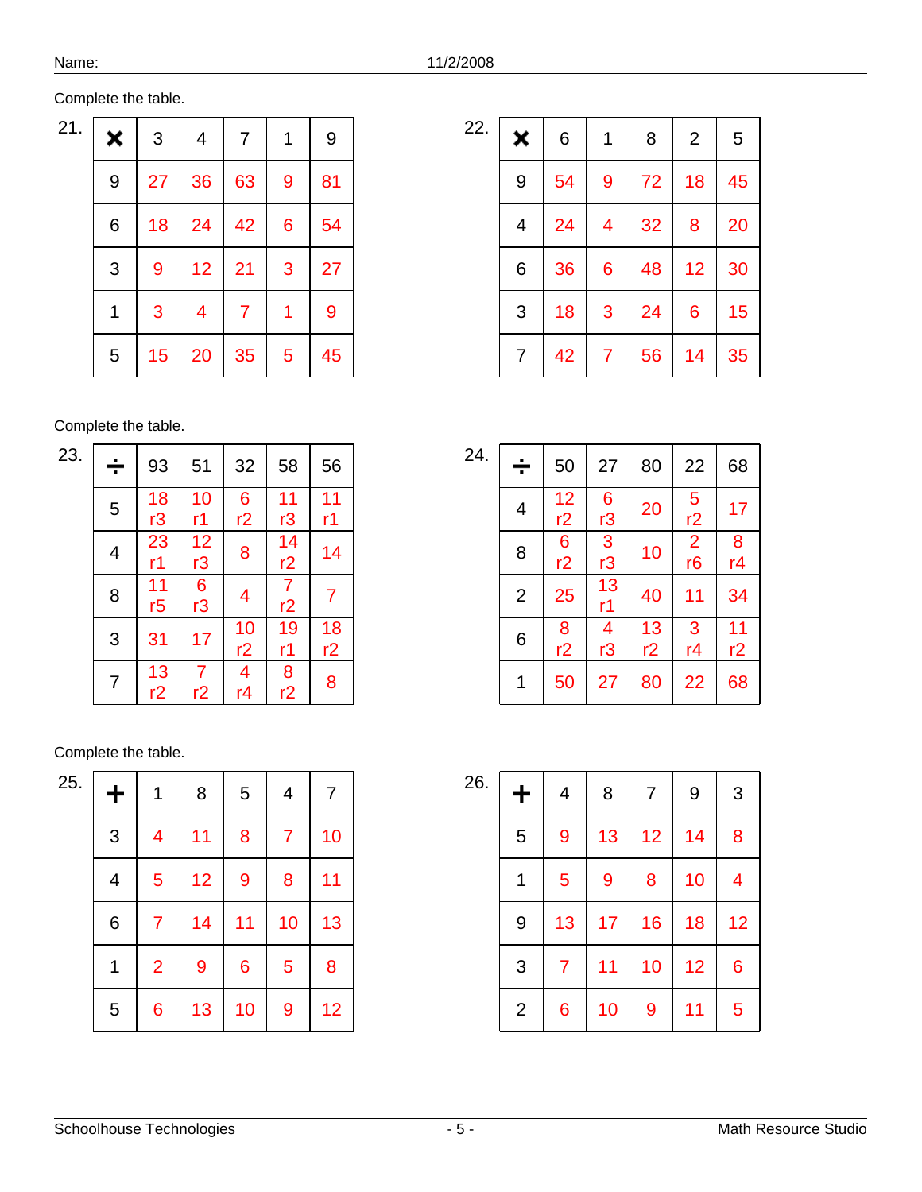Name: 11/2/2008

Complete the table.

21.

| × | 3 | 4 | 7 | 1 | 9 |
|---|---|---|---|---|---|
| 9 | 27 | 36 | 63 | 9 | 81 |
| 6 | 18 | 24 | 42 | 6 | 54 |
| 3 | 9 | 12 | 21 | 3 | 27 |
| 1 | 3 | 4 | 7 | 1 | 9 |
| 5 | 15 | 20 | 35 | 5 | 45 |

22.

| × | 6 | 1 | 8 | 2 | 5 |
|---|---|---|---|---|---|
| 9 | 54 | 9 | 72 | 18 | 45 |
| 4 | 24 | 4 | 32 | 8 | 20 |
| 6 | 36 | 6 | 48 | 12 | 30 |
| 3 | 18 | 3 | 24 | 6 | 15 |
| 7 | 42 | 7 | 56 | 14 | 35 |

Complete the table.

23.

| ÷ | 93 | 51 | 32 | 58 | 56 |
|---|---|---|---|---|---|
| 5 | 18 r3 | 10 r1 | 6 r2 | 11 r3 | 11 r1 |
| 4 | 23 r1 | 12 r3 | 8 | 14 r2 | 14 |
| 8 | 11 r5 | 6 r3 | 4 | 7 r2 | 7 |
| 3 | 31 | 17 | 10 r2 | 19 r1 | 18 r2 |
| 7 | 13 r2 | 7 r2 | 4 r4 | 8 r2 | 8 |

24.

| ÷ | 50 | 27 | 80 | 22 | 68 |
|---|---|---|---|---|---|
| 4 | 12 r2 | 6 r3 | 20 | 5 r2 | 17 |
| 8 | 6 r2 | 3 r3 | 10 | 2 r6 | 8 r4 |
| 2 | 25 | 13 r1 | 40 | 11 | 34 |
| 6 | 8 r2 | 4 r3 | 13 r2 | 3 r4 | 11 r2 |
| 1 | 50 | 27 | 80 | 22 | 68 |

Complete the table.

25.

| + | 1 | 8 | 5 | 4 | 7 |
|---|---|---|---|---|---|
| 3 | 4 | 11 | 8 | 7 | 10 |
| 4 | 5 | 12 | 9 | 8 | 11 |
| 6 | 7 | 14 | 11 | 10 | 13 |
| 1 | 2 | 9 | 6 | 5 | 8 |
| 5 | 6 | 13 | 10 | 9 | 12 |

26.

| + | 4 | 8 | 7 | 9 | 3 |
|---|---|---|---|---|---|
| 5 | 9 | 13 | 12 | 14 | 8 |
| 1 | 5 | 9 | 8 | 10 | 4 |
| 9 | 13 | 17 | 16 | 18 | 12 |
| 3 | 7 | 11 | 10 | 12 | 6 |
| 2 | 6 | 10 | 9 | 11 | 5 |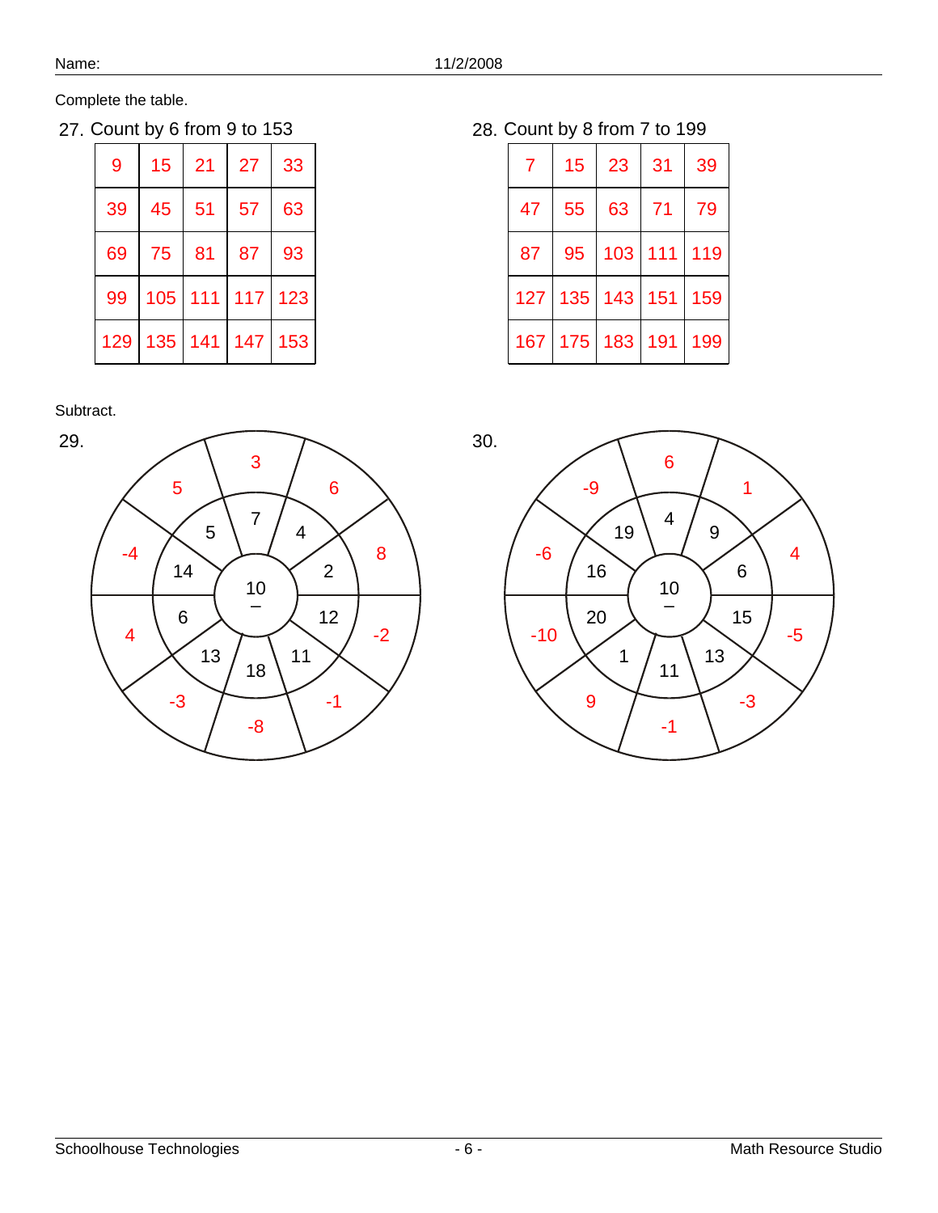Complete the table.

27. Count by 6 from 9 to 153

| | | | | |
|---|---|---|---|---|
| 9 | 15 | 21 | 27 | 33 |
| 39 | 45 | 51 | 57 | 63 |
| 69 | 75 | 81 | 87 | 93 |
| 99 | 105 | 111 | 117 | 123 |
| 129 | 135 | 141 | 147 | 153 |

28. Count by 8 from 7 to 199

| | | | | |
|---|---|---|---|---|
| 7 | 15 | 23 | 31 | 39 |
| 47 | 55 | 63 | 71 | 79 |
| 87 | 95 | 103 | 111 | 119 |
| 127 | 135 | 143 | 151 | 159 |
| 167 | 175 | 183 | 191 | 199 |

Subtract.

29. Center: 10 −

| Inner | 7 | 4 | 2 | 12 | 11 | 18 | 13 | 6 | 14 | 5 |
|---|---|---|---|---|---|---|---|---|---|---|
| Outer | 3 | 6 | 8 | -2 | -1 | -8 | -3 | 4 | -4 | 5 |

30. Center: 10 −

| Inner | 4 | 9 | 6 | 15 | 13 | 11 | 1 | 20 | 16 | 19 |
|---|---|---|---|---|---|---|---|---|---|---|
| Outer | 6 | 1 | 4 | -5 | -3 | -1 | 9 | -10 | -6 | -9 |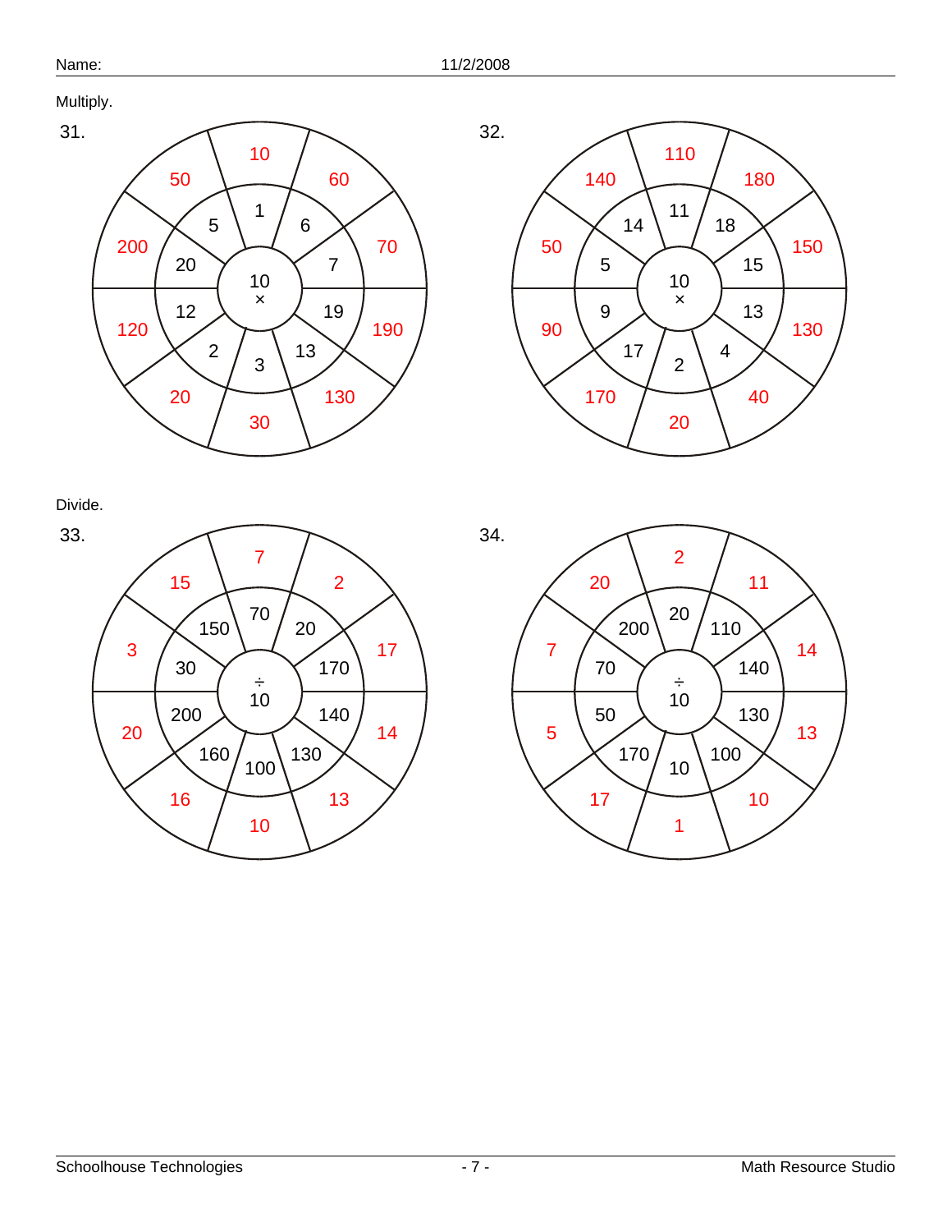Name: 11/2/2008

Multiply.

31.

Center: 10 ×

| Inner | Outer |
|---|---|
| 1 | 10 |
| 6 | 60 |
| 7 | 70 |
| 19 | 190 |
| 13 | 130 |
| 3 | 30 |
| 2 | 20 |
| 12 | 120 |
| 20 | 200 |
| 5 | 50 |

32.

Center: 10 ×

| Inner | Outer |
|---|---|
| 11 | 110 |
| 18 | 180 |
| 15 | 150 |
| 13 | 130 |
| 4 | 40 |
| 2 | 20 |
| 17 | 170 |
| 9 | 90 |
| 5 | 50 |
| 14 | 140 |

Divide.

33.

Center: ÷ 10

| Inner | Outer |
|---|---|
| 70 | 7 |
| 20 | 2 |
| 170 | 17 |
| 140 | 14 |
| 130 | 13 |
| 100 | 10 |
| 160 | 16 |
| 200 | 20 |
| 30 | 3 |
| 150 | 15 |

34.

Center: ÷ 10

| Inner | Outer |
|---|---|
| 20 | 2 |
| 110 | 11 |
| 140 | 14 |
| 130 | 13 |
| 100 | 10 |
| 10 | 1 |
| 170 | 17 |
| 50 | 5 |
| 70 | 7 |
| 200 | 20 |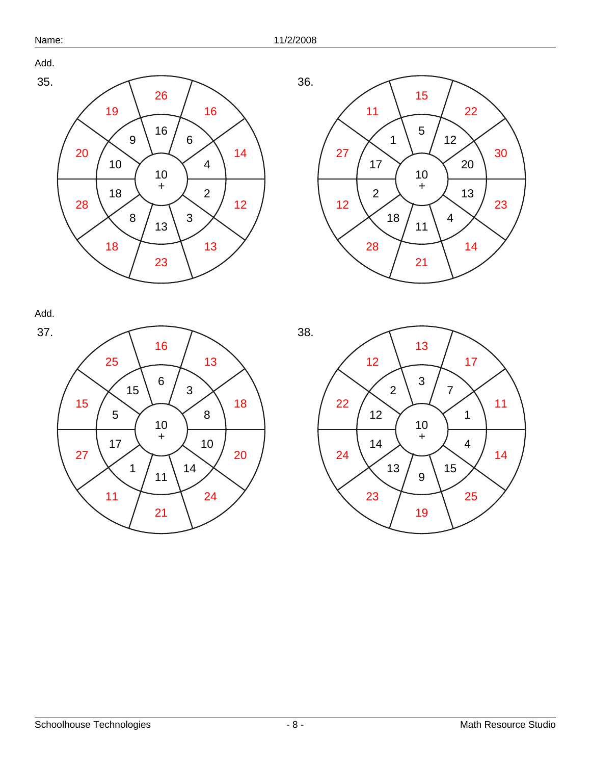Add.

**35.**

Center: 10 +

| Number | 16 | 6 | 4 | 2 | 3 | 13 | 8 | 18 | 10 | 9 |
|---|---|---|---|---|---|---|---|---|---|---|
| Sum | 26 | 16 | 14 | 12 | 13 | 23 | 18 | 28 | 20 | 19 |

**36.**

Center: 10 +

| Number | 5 | 12 | 20 | 13 | 4 | 11 | 18 | 2 | 17 | 1 |
|---|---|---|---|---|---|---|---|---|---|---|
| Sum | 15 | 22 | 30 | 23 | 14 | 21 | 28 | 12 | 27 | 11 |

Add.

**37.**

Center: 10 +

| Number | 6 | 3 | 8 | 10 | 14 | 11 | 1 | 17 | 5 | 15 |
|---|---|---|---|---|---|---|---|---|---|---|
| Sum | 16 | 13 | 18 | 20 | 24 | 21 | 11 | 27 | 15 | 25 |

**38.**

Center: 10 +

| Number | 3 | 7 | 1 | 4 | 15 | 9 | 13 | 14 | 12 | 2 |
|---|---|---|---|---|---|---|---|---|---|---|
| Sum | 13 | 17 | 11 | 14 | 25 | 19 | 23 | 24 | 22 | 12 |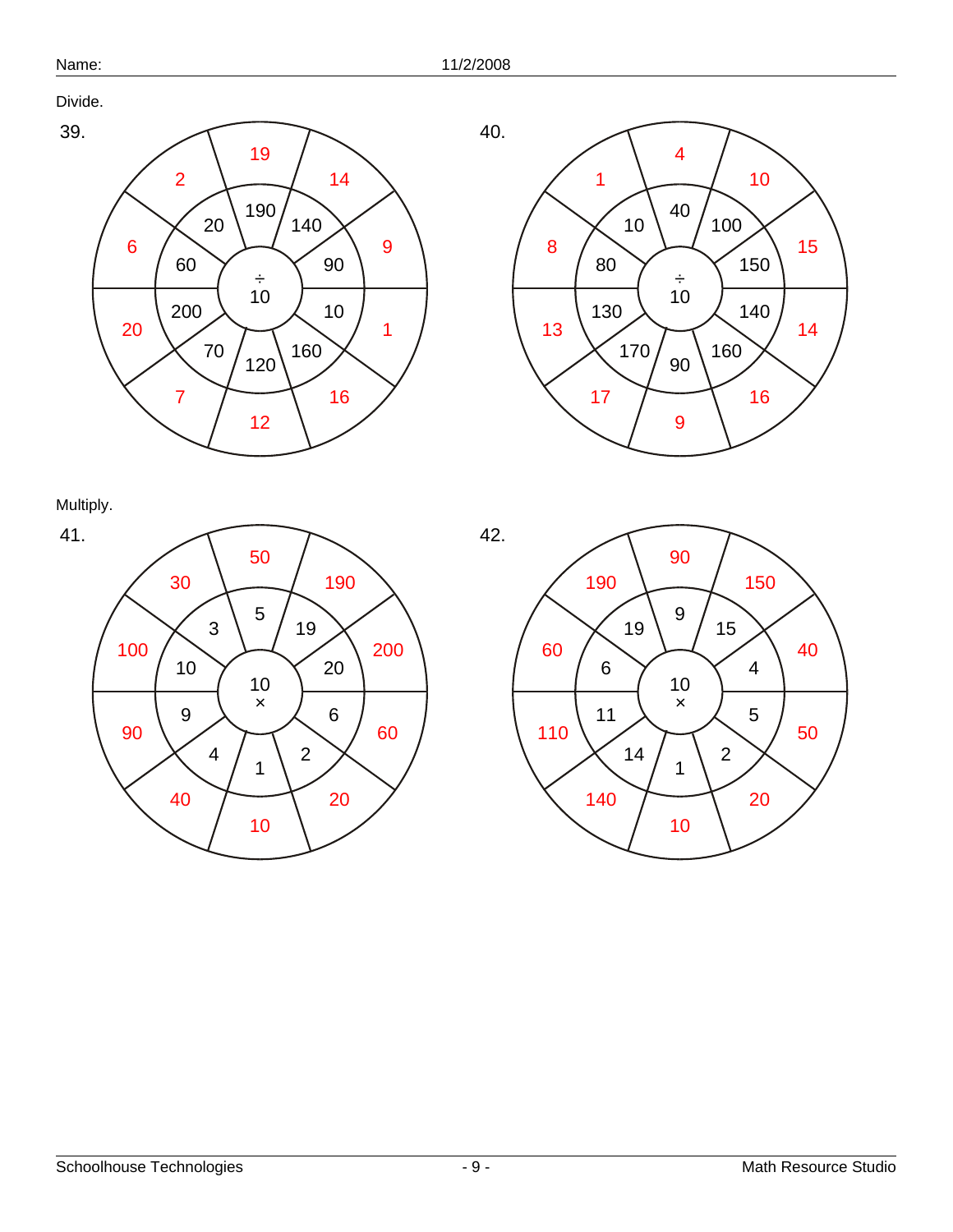Name: 11/2/2008

Divide.

39.

| Inner | ÷ 10 | Answer |
|---|---|---|
| 190 | ÷ 10 | 19 |
| 140 | ÷ 10 | 14 |
| 90 | ÷ 10 | 9 |
| 10 | ÷ 10 | 1 |
| 160 | ÷ 10 | 16 |
| 120 | ÷ 10 | 12 |
| 70 | ÷ 10 | 7 |
| 200 | ÷ 10 | 20 |
| 60 | ÷ 10 | 6 |
| 20 | ÷ 10 | 2 |

40.

| Inner | ÷ 10 | Answer |
|---|---|---|
| 40 | ÷ 10 | 4 |
| 100 | ÷ 10 | 10 |
| 150 | ÷ 10 | 15 |
| 140 | ÷ 10 | 14 |
| 160 | ÷ 10 | 16 |
| 90 | ÷ 10 | 9 |
| 170 | ÷ 10 | 17 |
| 130 | ÷ 10 | 13 |
| 80 | ÷ 10 | 8 |
| 10 | ÷ 10 | 1 |

Multiply.

41.

| Inner | × 10 | Answer |
|---|---|---|
| 5 | × 10 | 50 |
| 19 | × 10 | 190 |
| 20 | × 10 | 200 |
| 6 | × 10 | 60 |
| 2 | × 10 | 20 |
| 1 | × 10 | 10 |
| 4 | × 10 | 40 |
| 9 | × 10 | 90 |
| 10 | × 10 | 100 |
| 3 | × 10 | 30 |

42.

| Inner | × 10 | Answer |
|---|---|---|
| 9 | × 10 | 90 |
| 15 | × 10 | 150 |
| 4 | × 10 | 40 |
| 5 | × 10 | 50 |
| 2 | × 10 | 20 |
| 1 | × 10 | 10 |
| 14 | × 10 | 140 |
| 11 | × 10 | 110 |
| 6 | × 10 | 60 |
| 19 | × 10 | 190 |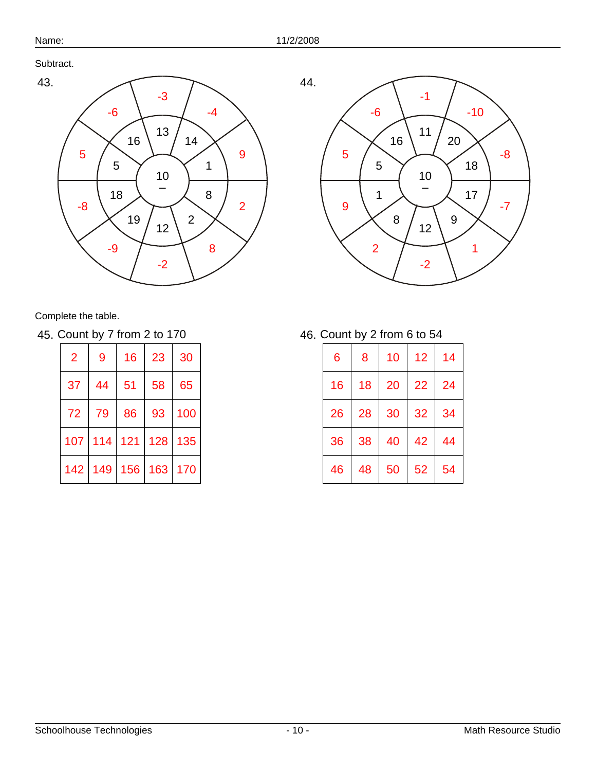Subtract.

**43.**

Center: 10 −

| Number | 13 | 14 | 1 | 8 | 2 | 12 | 19 | 18 | 5 | 16 |
|---|---|---|---|---|---|---|---|---|---|---|
| Answer | -3 | -4 | 9 | 2 | 8 | -2 | -9 | -8 | 5 | -6 |

**44.**

Center: 10 −

| Number | 11 | 20 | 18 | 17 | 9 | 12 | 8 | 1 | 5 | 16 |
|---|---|---|---|---|---|---|---|---|---|---|
| Answer | -1 | -10 | -8 | -7 | 1 | -2 | 2 | 9 | 5 | -6 |

Complete the table.

**45.** Count by 7 from 2 to 170

| | | | | |
|---|---|---|---|---|
| 2 | 9 | 16 | 23 | 30 |
| 37 | 44 | 51 | 58 | 65 |
| 72 | 79 | 86 | 93 | 100 |
| 107 | 114 | 121 | 128 | 135 |
| 142 | 149 | 156 | 163 | 170 |

**46.** Count by 2 from 6 to 54

| | | | | |
|---|---|---|---|---|
| 6 | 8 | 10 | 12 | 14 |
| 16 | 18 | 20 | 22 | 24 |
| 26 | 28 | 30 | 32 | 34 |
| 36 | 38 | 40 | 42 | 44 |
| 46 | 48 | 50 | 52 | 54 |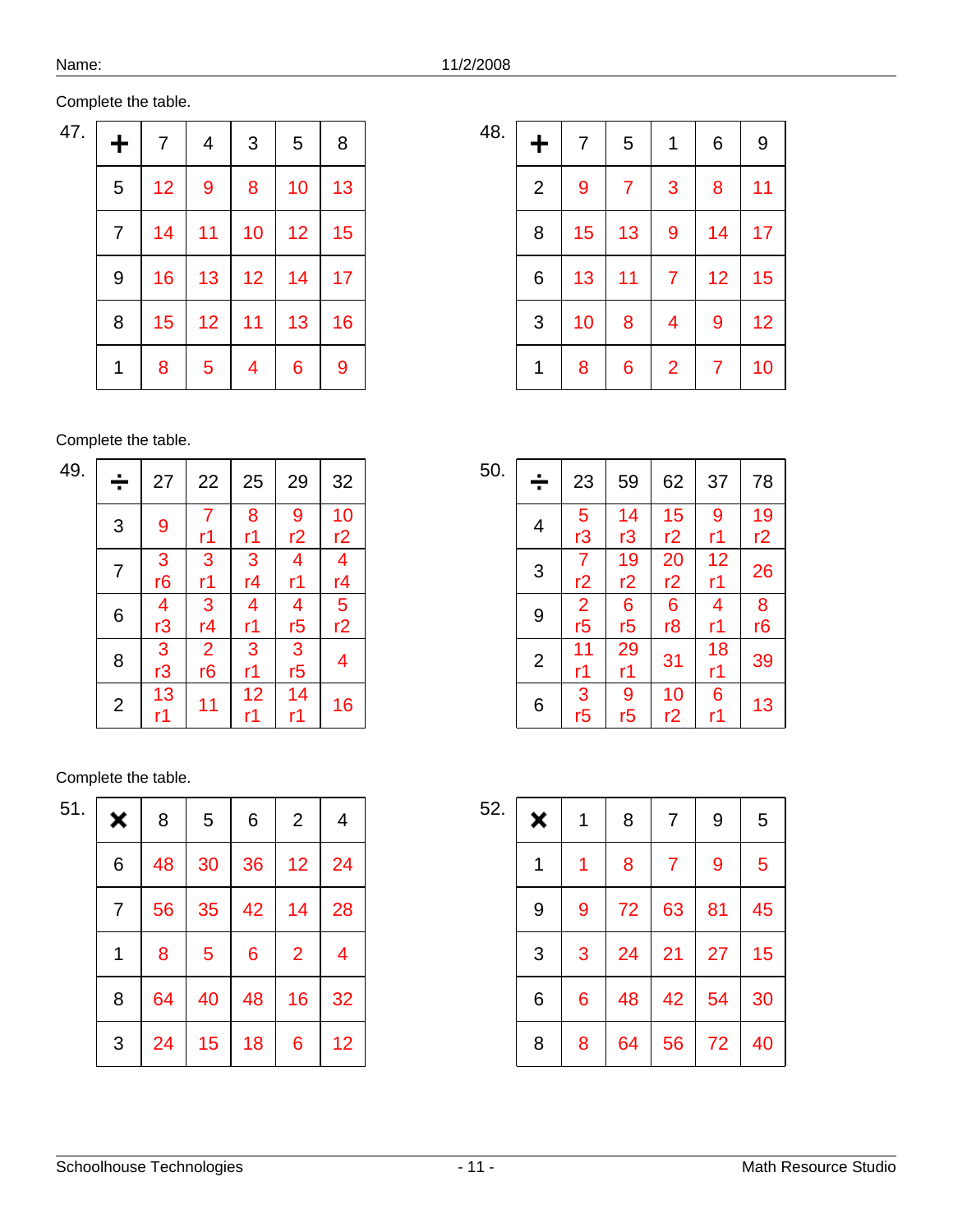Name: 11/2/2008

Complete the table.

47.

| + | 7 | 4 | 3 | 5 | 8 |
|---|---|---|---|---|---|
| 5 | 12 | 9 | 8 | 10 | 13 |
| 7 | 14 | 11 | 10 | 12 | 15 |
| 9 | 16 | 13 | 12 | 14 | 17 |
| 8 | 15 | 12 | 11 | 13 | 16 |
| 1 | 8 | 5 | 4 | 6 | 9 |

48.

| + | 7 | 5 | 1 | 6 | 9 |
|---|---|---|---|---|---|
| 2 | 9 | 7 | 3 | 8 | 11 |
| 8 | 15 | 13 | 9 | 14 | 17 |
| 6 | 13 | 11 | 7 | 12 | 15 |
| 3 | 10 | 8 | 4 | 9 | 12 |
| 1 | 8 | 6 | 2 | 7 | 10 |

Complete the table.

49.

| ÷ | 27 | 22 | 25 | 29 | 32 |
|---|---|---|---|---|---|
| 3 | 9 | 7 r1 | 8 r1 | 9 r2 | 10 r2 |
| 7 | 3 r6 | 3 r1 | 3 r4 | 4 r1 | 4 r4 |
| 6 | 4 r3 | 3 r4 | 4 r1 | 4 r5 | 5 r2 |
| 8 | 3 r3 | 2 r6 | 3 r1 | 3 r5 | 4 |
| 2 | 13 r1 | 11 | 12 r1 | 14 r1 | 16 |

50.

| ÷ | 23 | 59 | 62 | 37 | 78 |
|---|---|---|---|---|---|
| 4 | 5 r3 | 14 r3 | 15 r2 | 9 r1 | 19 r2 |
| 3 | 7 r2 | 19 r2 | 20 r2 | 12 r1 | 26 |
| 9 | 2 r5 | 6 r5 | 6 r8 | 4 r1 | 8 r6 |
| 2 | 11 r1 | 29 r1 | 31 | 18 r1 | 39 |
| 6 | 3 r5 | 9 r5 | 10 r2 | 6 r1 | 13 |

Complete the table.

51.

| × | 8 | 5 | 6 | 2 | 4 |
|---|---|---|---|---|---|
| 6 | 48 | 30 | 36 | 12 | 24 |
| 7 | 56 | 35 | 42 | 14 | 28 |
| 1 | 8 | 5 | 6 | 2 | 4 |
| 8 | 64 | 40 | 48 | 16 | 32 |
| 3 | 24 | 15 | 18 | 6 | 12 |

52.

| × | 1 | 8 | 7 | 9 | 5 |
|---|---|---|---|---|---|
| 1 | 1 | 8 | 7 | 9 | 5 |
| 9 | 9 | 72 | 63 | 81 | 45 |
| 3 | 3 | 24 | 21 | 27 | 15 |
| 6 | 6 | 48 | 42 | 54 | 30 |
| 8 | 8 | 64 | 56 | 72 | 40 |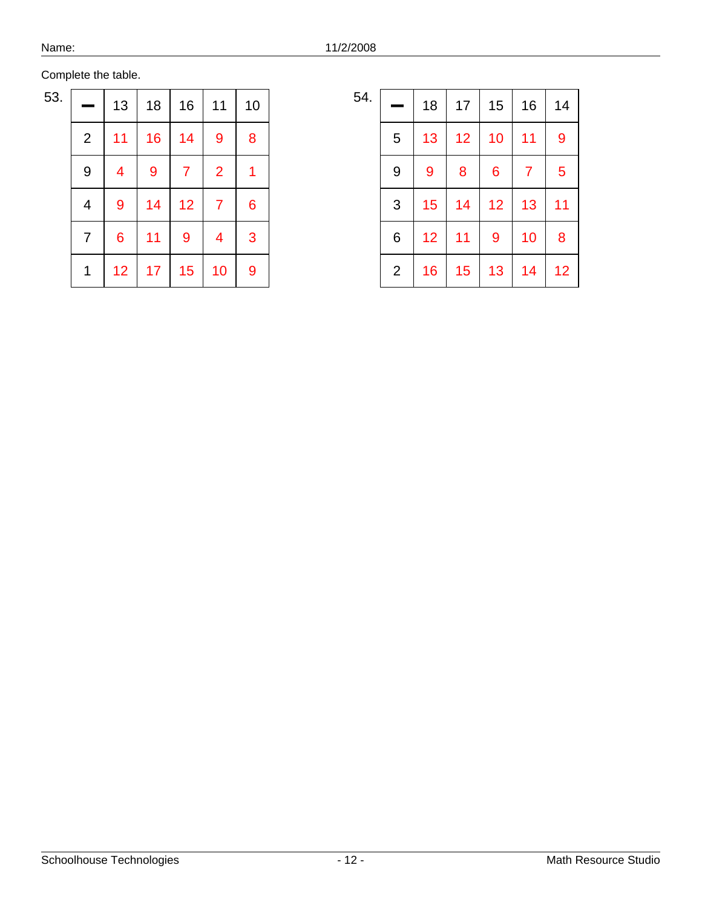Name: 11/2/2008

Complete the table.

53.

| − | 13 | 18 | 16 | 11 | 10 |
|---|---|---|---|---|---|
| 2 | 11 | 16 | 14 | 9 | 8 |
| 9 | 4 | 9 | 7 | 2 | 1 |
| 4 | 9 | 14 | 12 | 7 | 6 |
| 7 | 6 | 11 | 9 | 4 | 3 |
| 1 | 12 | 17 | 15 | 10 | 9 |

54.

| − | 18 | 17 | 15 | 16 | 14 |
|---|---|---|---|---|---|
| 5 | 13 | 12 | 10 | 11 | 9 |
| 9 | 9 | 8 | 6 | 7 | 5 |
| 3 | 15 | 14 | 12 | 13 | 11 |
| 6 | 12 | 11 | 9 | 10 | 8 |
| 2 | 16 | 15 | 13 | 14 | 12 |